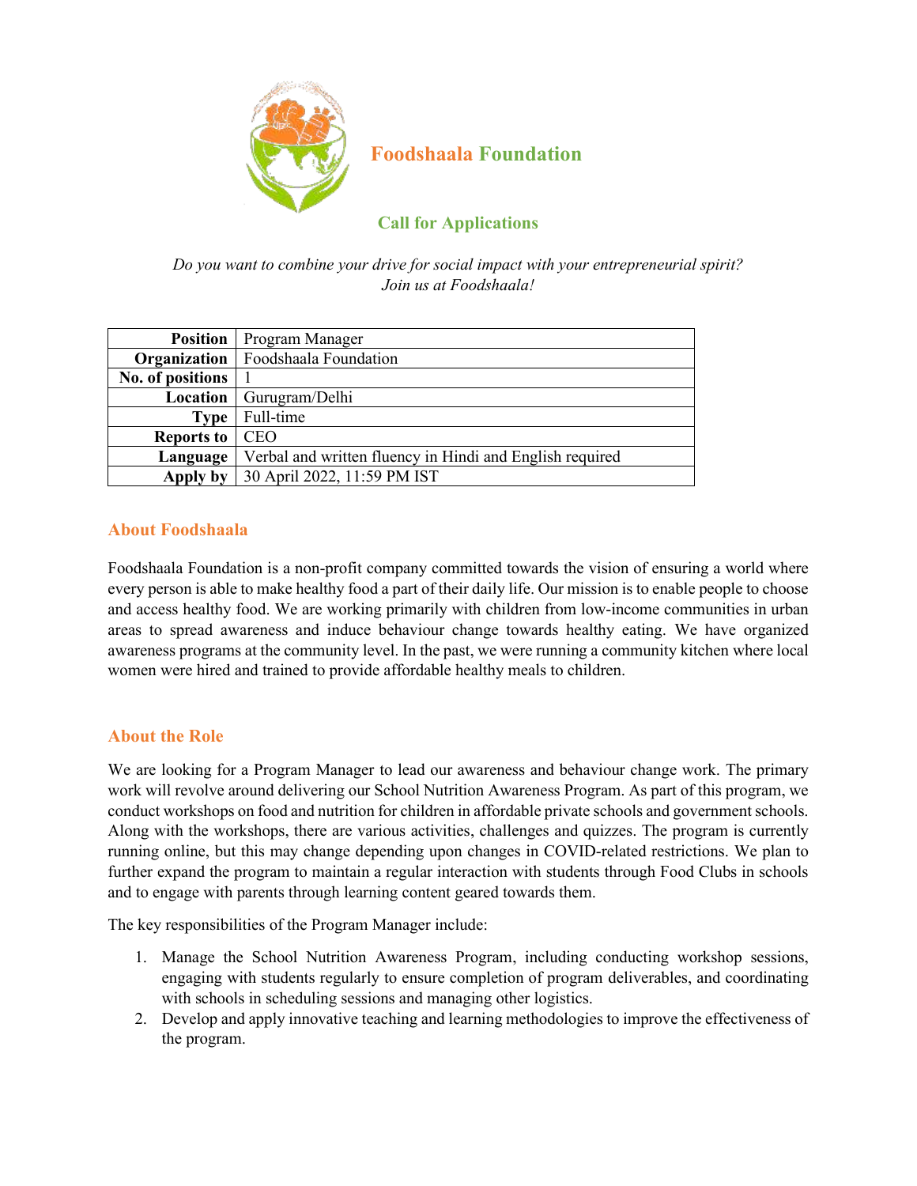# Foodshaala Foundation

## Call for Applications

*Do you want to combine your drive for social impact with your entrepreneurial spirit?*
*Join us at Foodshaala!*

| | |
|---|---|
| **Position** | Program Manager |
| **Organization** | Foodshaala Foundation |
| **No. of positions** | 1 |
| **Location** | Gurugram/Delhi |
| **Type** | Full-time |
| **Reports to** | CEO |
| **Language** | Verbal and written fluency in Hindi and English required |
| **Apply by** | 30 April 2022, 11:59 PM IST |

### About Foodshaala

Foodshaala Foundation is a non-profit company committed towards the vision of ensuring a world where every person is able to make healthy food a part of their daily life. Our mission is to enable people to choose and access healthy food. We are working primarily with children from low-income communities in urban areas to spread awareness and induce behaviour change towards healthy eating. We have organized awareness programs at the community level. In the past, we were running a community kitchen where local women were hired and trained to provide affordable healthy meals to children.

### About the Role

We are looking for a Program Manager to lead our awareness and behaviour change work. The primary work will revolve around delivering our School Nutrition Awareness Program. As part of this program, we conduct workshops on food and nutrition for children in affordable private schools and government schools. Along with the workshops, there are various activities, challenges and quizzes. The program is currently running online, but this may change depending upon changes in COVID-related restrictions. We plan to further expand the program to maintain a regular interaction with students through Food Clubs in schools and to engage with parents through learning content geared towards them.

The key responsibilities of the Program Manager include:

1. Manage the School Nutrition Awareness Program, including conducting workshop sessions, engaging with students regularly to ensure completion of program deliverables, and coordinating with schools in scheduling sessions and managing other logistics.
2. Develop and apply innovative teaching and learning methodologies to improve the effectiveness of the program.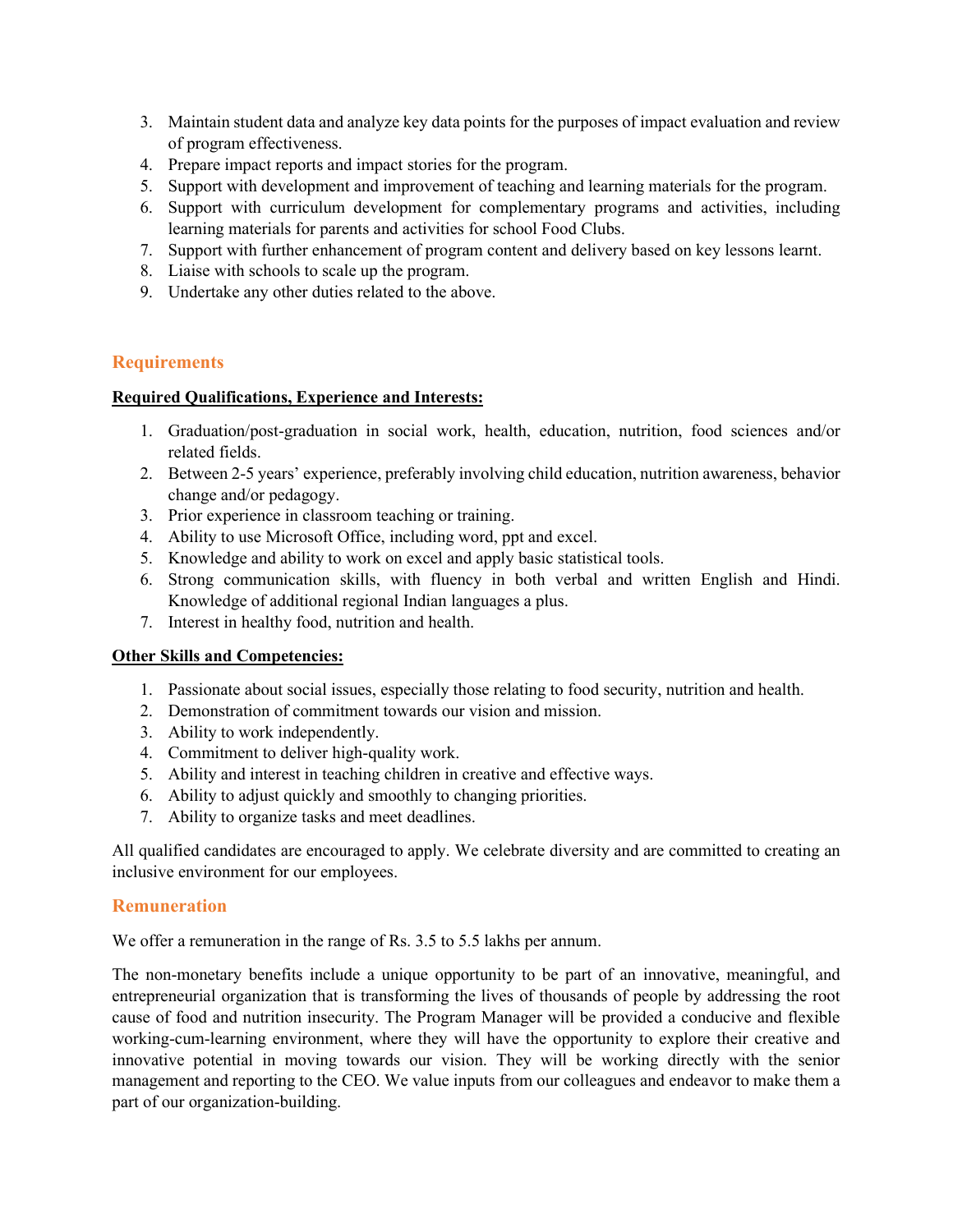3. Maintain student data and analyze key data points for the purposes of impact evaluation and review of program effectiveness.
4. Prepare impact reports and impact stories for the program.
5. Support with development and improvement of teaching and learning materials for the program.
6. Support with curriculum development for complementary programs and activities, including learning materials for parents and activities for school Food Clubs.
7. Support with further enhancement of program content and delivery based on key lessons learnt.
8. Liaise with schools to scale up the program.
9. Undertake any other duties related to the above.

## Requirements

**Required Qualifications, Experience and Interests:**

1. Graduation/post-graduation in social work, health, education, nutrition, food sciences and/or related fields.
2. Between 2-5 years' experience, preferably involving child education, nutrition awareness, behavior change and/or pedagogy.
3. Prior experience in classroom teaching or training.
4. Ability to use Microsoft Office, including word, ppt and excel.
5. Knowledge and ability to work on excel and apply basic statistical tools.
6. Strong communication skills, with fluency in both verbal and written English and Hindi. Knowledge of additional regional Indian languages a plus.
7. Interest in healthy food, nutrition and health.

**Other Skills and Competencies:**

1. Passionate about social issues, especially those relating to food security, nutrition and health.
2. Demonstration of commitment towards our vision and mission.
3. Ability to work independently.
4. Commitment to deliver high-quality work.
5. Ability and interest in teaching children in creative and effective ways.
6. Ability to adjust quickly and smoothly to changing priorities.
7. Ability to organize tasks and meet deadlines.

All qualified candidates are encouraged to apply. We celebrate diversity and are committed to creating an inclusive environment for our employees.

## Remuneration

We offer a remuneration in the range of Rs. 3.5 to 5.5 lakhs per annum.

The non-monetary benefits include a unique opportunity to be part of an innovative, meaningful, and entrepreneurial organization that is transforming the lives of thousands of people by addressing the root cause of food and nutrition insecurity. The Program Manager will be provided a conducive and flexible working-cum-learning environment, where they will have the opportunity to explore their creative and innovative potential in moving towards our vision. They will be working directly with the senior management and reporting to the CEO. We value inputs from our colleagues and endeavor to make them a part of our organization-building.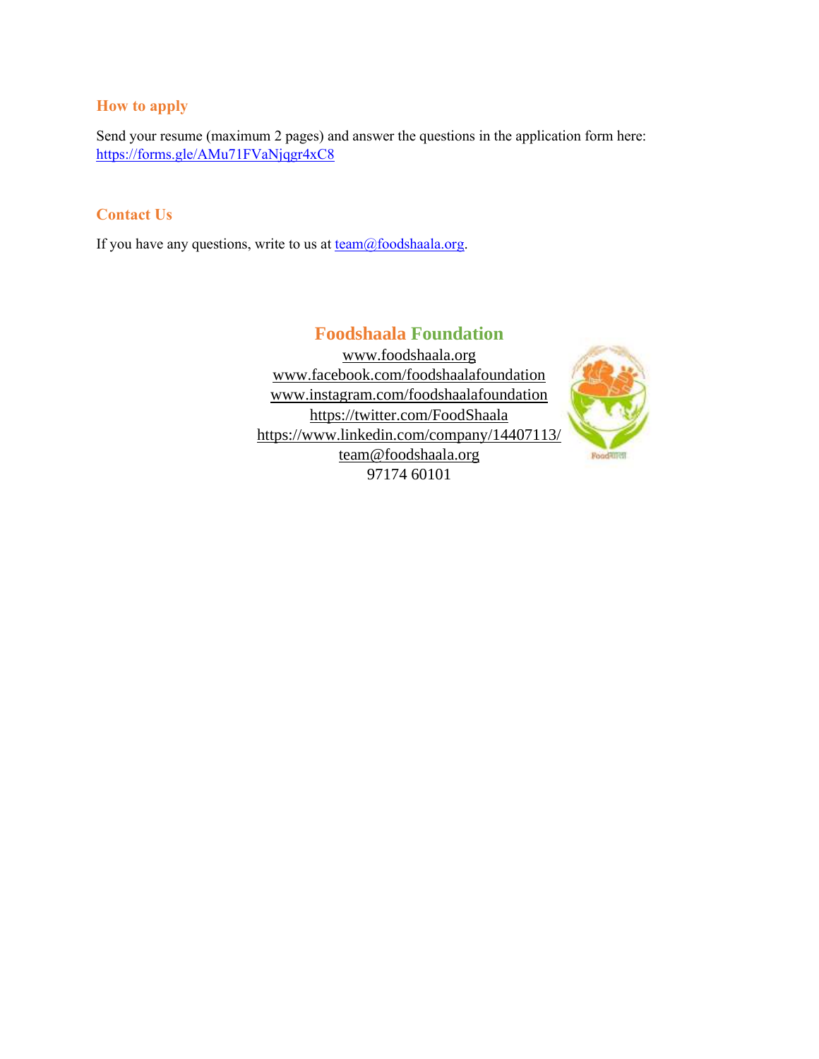## How to apply

Send your resume (maximum 2 pages) and answer the questions in the application form here: https://forms.gle/AMu71FVaNjqgr4xC8

## Contact Us

If you have any questions, write to us at team@foodshaala.org.

**Foodshaala Foundation**

www.foodshaala.org
www.facebook.com/foodshaalafoundation
www.instagram.com/foodshaalafoundation
https://twitter.com/FoodShaala
https://www.linkedin.com/company/14407113/
team@foodshaala.org
97174 60101